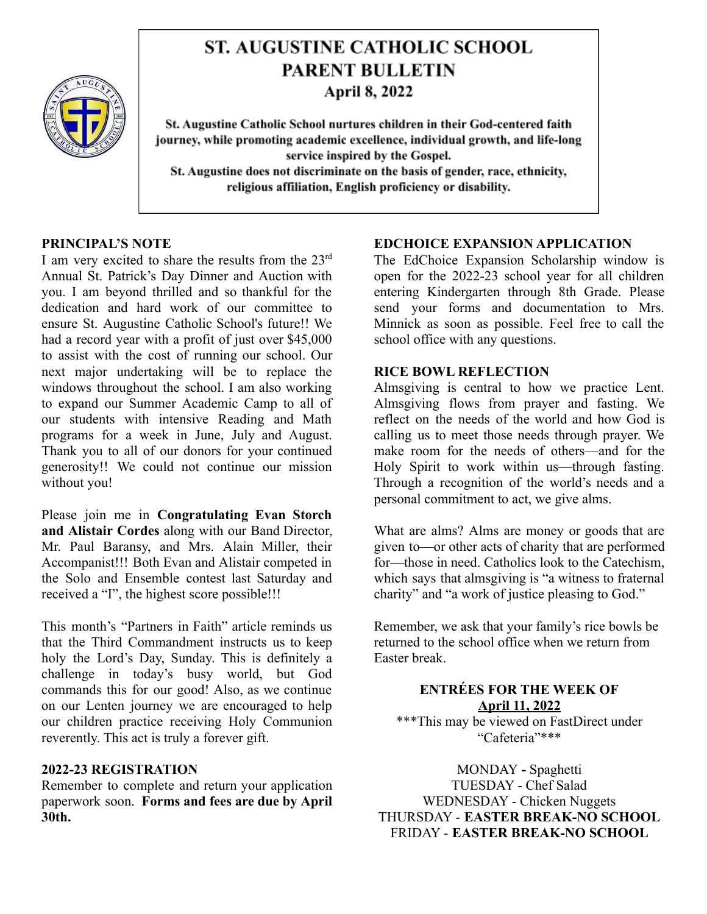# ST. AUGUSTINE CATHOLIC SCHOOL
# PARENT BULLETIN
## April 8, 2022

**St. Augustine Catholic School nurtures children in their God-centered faith journey, while promoting academic excellence, individual growth, and life-long service inspired by the Gospel.**
**St. Augustine does not discriminate on the basis of gender, race, ethnicity, religious affiliation, English proficiency or disability.**

### PRINCIPAL'S NOTE

I am very excited to share the results from the 23rd Annual St. Patrick's Day Dinner and Auction with you. I am beyond thrilled and so thankful for the dedication and hard work of our committee to ensure St. Augustine Catholic School's future!! We had a record year with a profit of just over $45,000 to assist with the cost of running our school. Our next major undertaking will be to replace the windows throughout the school. I am also working to expand our Summer Academic Camp to all of our students with intensive Reading and Math programs for a week in June, July and August. Thank you to all of our donors for your continued generosity!! We could not continue our mission without you!

Please join me in **Congratulating Evan Storch and Alistair Cordes** along with our Band Director, Mr. Paul Baransy, and Mrs. Alain Miller, their Accompanist!!! Both Evan and Alistair competed in the Solo and Ensemble contest last Saturday and received a "I", the highest score possible!!!

This month's "Partners in Faith" article reminds us that the Third Commandment instructs us to keep holy the Lord's Day, Sunday. This is definitely a challenge in today's busy world, but God commands this for our good! Also, as we continue on our Lenten journey we are encouraged to help our children practice receiving Holy Communion reverently. This act is truly a forever gift.

### 2022-23 REGISTRATION

Remember to complete and return your application paperwork soon. **Forms and fees are due by April 30th.**

### EDCHOICE EXPANSION APPLICATION

The EdChoice Expansion Scholarship window is open for the 2022-23 school year for all children entering Kindergarten through 8th Grade. Please send your forms and documentation to Mrs. Minnick as soon as possible. Feel free to call the school office with any questions.

### RICE BOWL REFLECTION

Almsgiving is central to how we practice Lent. Almsgiving flows from prayer and fasting. We reflect on the needs of the world and how God is calling us to meet those needs through prayer. We make room for the needs of others—and for the Holy Spirit to work within us—through fasting. Through a recognition of the world's needs and a personal commitment to act, we give alms.

What are alms? Alms are money or goods that are given to—or other acts of charity that are performed for—those in need. Catholics look to the Catechism, which says that almsgiving is "a witness to fraternal charity" and "a work of justice pleasing to God."

Remember, we ask that your family's rice bowls be returned to the school office when we return from Easter break.

### ENTRÉES FOR THE WEEK OF April 11, 2022

\*\*\*This may be viewed on FastDirect under "Cafeteria"\*\*\*

MONDAY **-** Spaghetti
TUESDAY - Chef Salad
WEDNESDAY - Chicken Nuggets
THURSDAY - **EASTER BREAK-NO SCHOOL**
FRIDAY - **EASTER BREAK-NO SCHOOL**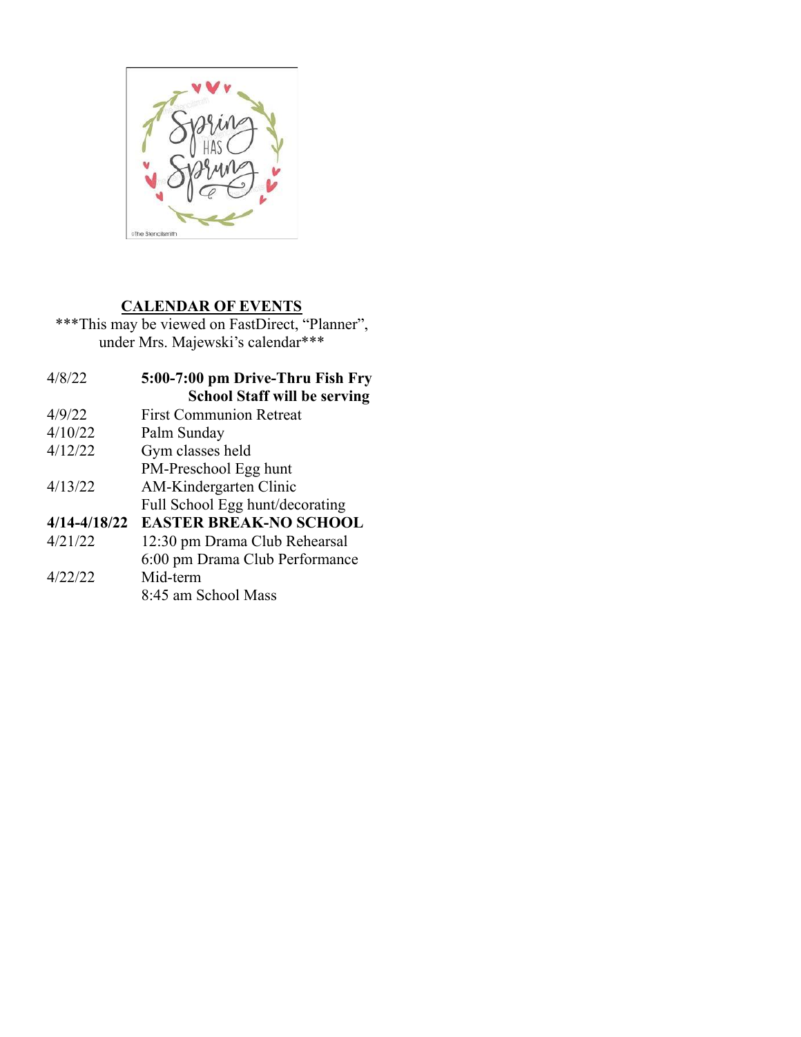## CALENDAR OF EVENTS

***This may be viewed on FastDirect, "Planner", under Mrs. Majewski's calendar***

| | |
|---|---|
| 4/8/22 | **5:00-7:00 pm Drive-Thru Fish Fry** **School Staff will be serving** |
| 4/9/22 | First Communion Retreat |
| 4/10/22 | Palm Sunday |
| 4/12/22 | Gym classes held |
| | PM-Preschool Egg hunt |
| 4/13/22 | AM-Kindergarten Clinic |
| | Full School Egg hunt/decorating |
| **4/14-4/18/22** | **EASTER BREAK-NO SCHOOL** |
| 4/21/22 | 12:30 pm Drama Club Rehearsal |
| | 6:00 pm Drama Club Performance |
| 4/22/22 | Mid-term |
| | 8:45 am School Mass |